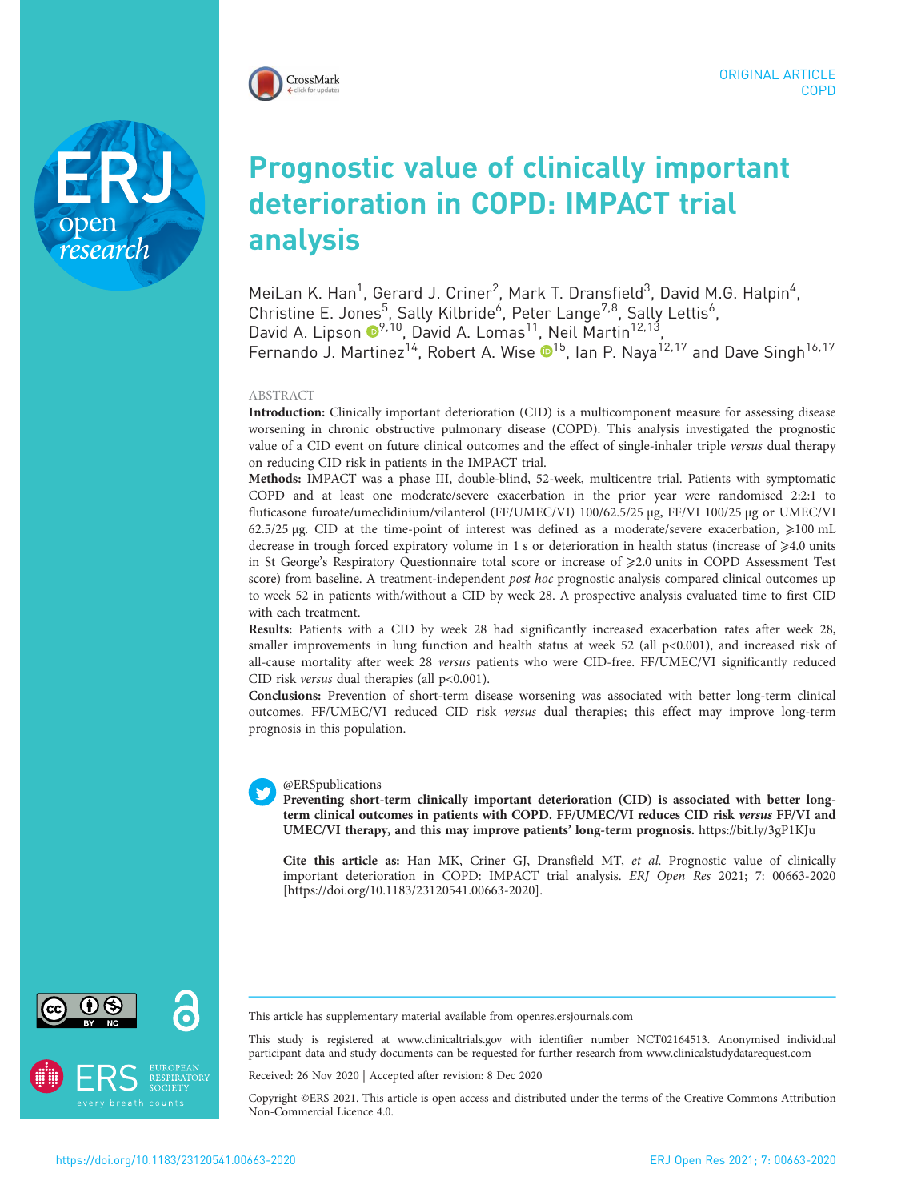ORIGINAL ARTICLE
COPD

# Prognostic value of clinically important deterioration in COPD: IMPACT trial analysis

MeiLan K. Han[1], Gerard J. Criner[2], Mark T. Dransfield[3], David M.G. Halpin[4], Christine E. Jones[5], Sally Kilbride[6], Peter Lange[7,8], Sally Lettis[6], David A. Lipson[9,10], David A. Lomas[11], Neil Martin[12,13], Fernando J. Martinez[14], Robert A. Wise[15], Ian P. Naya[12,17] and Dave Singh[16,17]

## ABSTRACT

**Introduction:** Clinically important deterioration (CID) is a multicomponent measure for assessing disease worsening in chronic obstructive pulmonary disease (COPD). This analysis investigated the prognostic value of a CID event on future clinical outcomes and the effect of single-inhaler triple *versus* dual therapy on reducing CID risk in patients in the IMPACT trial.

**Methods:** IMPACT was a phase III, double-blind, 52-week, multicentre trial. Patients with symptomatic COPD and at least one moderate/severe exacerbation in the prior year were randomised 2:2:1 to fluticasone furoate/umeclidinium/vilanterol (FF/UMEC/VI) 100/62.5/25 µg, FF/VI 100/25 µg or UMEC/VI 62.5/25 µg. CID at the time-point of interest was defined as a moderate/severe exacerbation, ⩾100 mL decrease in trough forced expiratory volume in 1 s or deterioration in health status (increase of ⩾4.0 units in St George's Respiratory Questionnaire total score or increase of ⩾2.0 units in COPD Assessment Test score) from baseline. A treatment-independent *post hoc* prognostic analysis compared clinical outcomes up to week 52 in patients with/without a CID by week 28. A prospective analysis evaluated time to first CID with each treatment.

**Results:** Patients with a CID by week 28 had significantly increased exacerbation rates after week 28, smaller improvements in lung function and health status at week 52 (all p<0.001), and increased risk of all-cause mortality after week 28 *versus* patients who were CID-free. FF/UMEC/VI significantly reduced CID risk *versus* dual therapies (all p<0.001).

**Conclusions:** Prevention of short-term disease worsening was associated with better long-term clinical outcomes. FF/UMEC/VI reduced CID risk *versus* dual therapies; this effect may improve long-term prognosis in this population.

@ERSpublications
**Preventing short-term clinically important deterioration (CID) is associated with better long-term clinical outcomes in patients with COPD. FF/UMEC/VI reduces CID risk *versus* FF/VI and UMEC/VI therapy, and this may improve patients' long-term prognosis.** https://bit.ly/3gP1KJu

**Cite this article as:** Han MK, Criner GJ, Dransfield MT, *et al.* Prognostic value of clinically important deterioration in COPD: IMPACT trial analysis. *ERJ Open Res* 2021; 7: 00663-2020 [https://doi.org/10.1183/23120541.00663-2020].

This article has supplementary material available from openres.ersjournals.com

This study is registered at www.clinicaltrials.gov with identifier number NCT02164513. Anonymised individual participant data and study documents can be requested for further research from www.clinicalstudydatarequest.com

Received: 26 Nov 2020 | Accepted after revision: 8 Dec 2020

Copyright ©ERS 2021. This article is open access and distributed under the terms of the Creative Commons Attribution Non-Commercial Licence 4.0.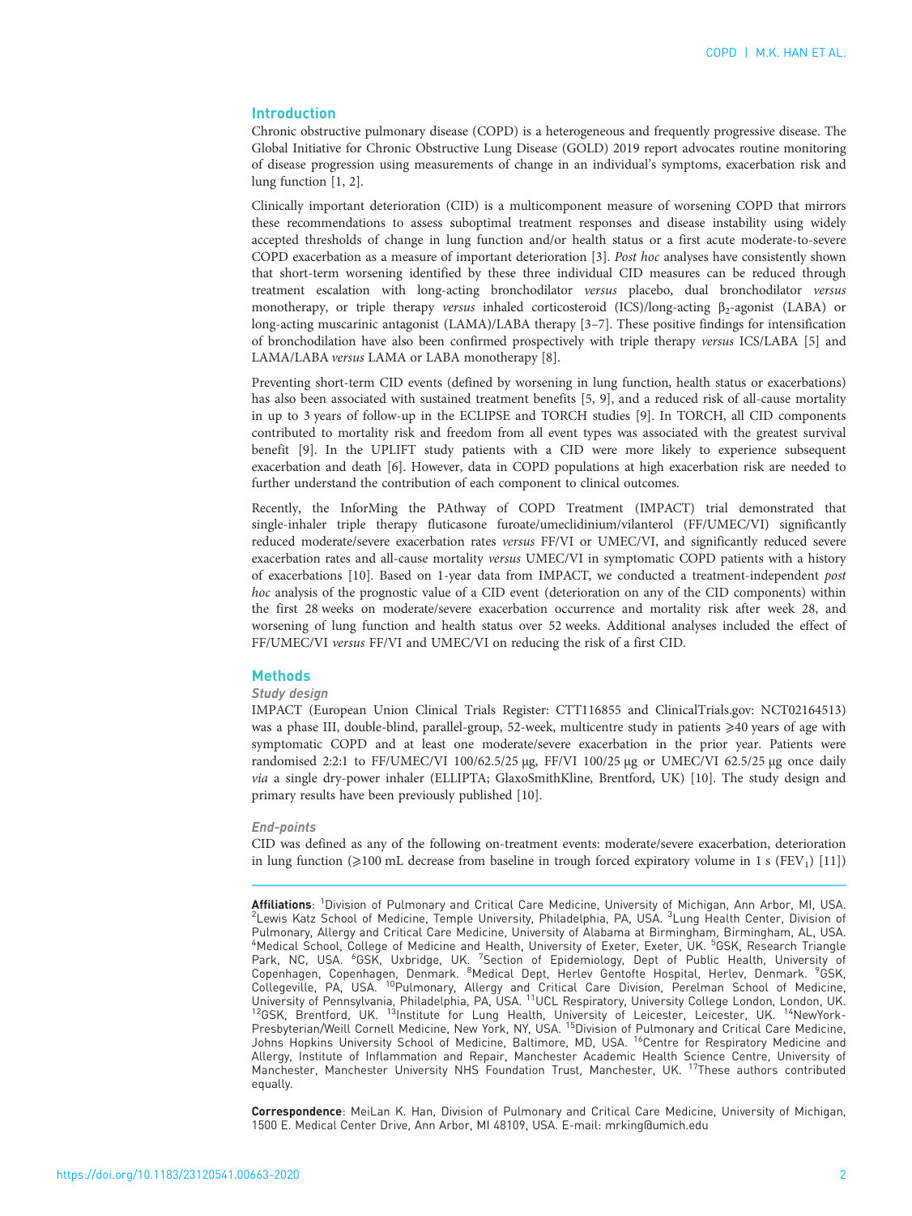## Introduction

Chronic obstructive pulmonary disease (COPD) is a heterogeneous and frequently progressive disease. The Global Initiative for Chronic Obstructive Lung Disease (GOLD) 2019 report advocates routine monitoring of disease progression using measurements of change in an individual's symptoms, exacerbation risk and lung function [1, 2].

Clinically important deterioration (CID) is a multicomponent measure of worsening COPD that mirrors these recommendations to assess suboptimal treatment responses and disease instability using widely accepted thresholds of change in lung function and/or health status or a first acute moderate-to-severe COPD exacerbation as a measure of important deterioration [3]. *Post hoc* analyses have consistently shown that short-term worsening identified by these three individual CID measures can be reduced through treatment escalation with long-acting bronchodilator *versus* placebo, dual bronchodilator *versus* monotherapy, or triple therapy *versus* inhaled corticosteroid (ICS)/long-acting $\beta_2$-agonist (LABA) or long-acting muscarinic antagonist (LAMA)/LABA therapy [3–7]. These positive findings for intensification of bronchodilation have also been confirmed prospectively with triple therapy *versus* ICS/LABA [5] and LAMA/LABA *versus* LAMA or LABA monotherapy [8].

Preventing short-term CID events (defined by worsening in lung function, health status or exacerbations) has also been associated with sustained treatment benefits [5, 9], and a reduced risk of all-cause mortality in up to 3 years of follow-up in the ECLIPSE and TORCH studies [9]. In TORCH, all CID components contributed to mortality risk and freedom from all event types was associated with the greatest survival benefit [9]. In the UPLIFT study patients with a CID were more likely to experience subsequent exacerbation and death [6]. However, data in COPD populations at high exacerbation risk are needed to further understand the contribution of each component to clinical outcomes.

Recently, the InforMing the PAthway of COPD Treatment (IMPACT) trial demonstrated that single-inhaler triple therapy fluticasone furoate/umeclidinium/vilanterol (FF/UMEC/VI) significantly reduced moderate/severe exacerbation rates *versus* FF/VI or UMEC/VI, and significantly reduced severe exacerbation rates and all-cause mortality *versus* UMEC/VI in symptomatic COPD patients with a history of exacerbations [10]. Based on 1-year data from IMPACT, we conducted a treatment-independent *post hoc* analysis of the prognostic value of a CID event (deterioration on any of the CID components) within the first 28 weeks on moderate/severe exacerbation occurrence and mortality risk after week 28, and worsening of lung function and health status over 52 weeks. Additional analyses included the effect of FF/UMEC/VI *versus* FF/VI and UMEC/VI on reducing the risk of a first CID.

## Methods

### Study design

IMPACT (European Union Clinical Trials Register: CTT116855 and ClinicalTrials.gov: NCT02164513) was a phase III, double-blind, parallel-group, 52-week, multicentre study in patients ⩾40 years of age with symptomatic COPD and at least one moderate/severe exacerbation in the prior year. Patients were randomised 2:2:1 to FF/UMEC/VI 100/62.5/25 µg, FF/VI 100/25 µg or UMEC/VI 62.5/25 µg once daily *via* a single dry-power inhaler (ELLIPTA; GlaxoSmithKline, Brentford, UK) [10]. The study design and primary results have been previously published [10].

### End-points

CID was defined as any of the following on-treatment events: moderate/severe exacerbation, deterioration in lung function (⩾100 mL decrease from baseline in trough forced expiratory volume in 1 s ($FEV_1$) [11])

**Affiliations**: [1]Division of Pulmonary and Critical Care Medicine, University of Michigan, Ann Arbor, MI, USA. [2]Lewis Katz School of Medicine, Temple University, Philadelphia, PA, USA. [3]Lung Health Center, Division of Pulmonary, Allergy and Critical Care Medicine, University of Alabama at Birmingham, Birmingham, AL, USA. [4]Medical School, College of Medicine and Health, University of Exeter, Exeter, UK. [5]GSK, Research Triangle Park, NC, USA. [6]GSK, Uxbridge, UK. [7]Section of Epidemiology, Dept of Public Health, University of Copenhagen, Copenhagen, Denmark. [8]Medical Dept, Herlev Gentofte Hospital, Herlev, Denmark. [9]GSK, Collegeville, PA, USA. [10]Pulmonary, Allergy and Critical Care Division, Perelman School of Medicine, University of Pennsylvania, Philadelphia, PA, USA. [11]UCL Respiratory, University College London, London, UK. [12]GSK, Brentford, UK. [13]Institute for Lung Health, University of Leicester, Leicester, UK. [14]NewYork-Presbyterian/Weill Cornell Medicine, New York, NY, USA. [15]Division of Pulmonary and Critical Care Medicine, Johns Hopkins University School of Medicine, Baltimore, MD, USA. [16]Centre for Respiratory Medicine and Allergy, Institute of Inflammation and Repair, Manchester Academic Health Science Centre, University of Manchester, Manchester University NHS Foundation Trust, Manchester, UK. [17]These authors contributed equally.

**Correspondence**: MeiLan K. Han, Division of Pulmonary and Critical Care Medicine, University of Michigan, 1500 E. Medical Center Drive, Ann Arbor, MI 48109, USA. E-mail: mrking@umich.edu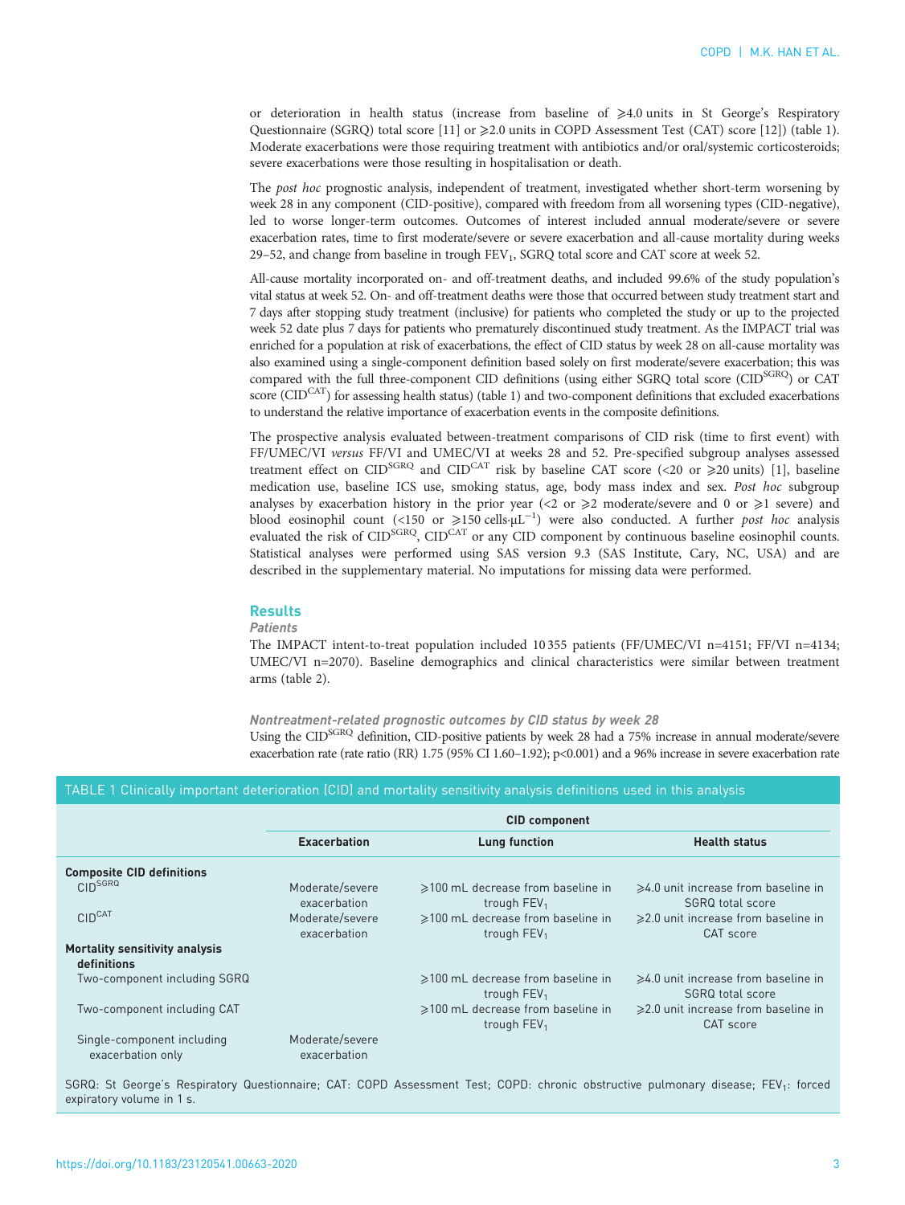or deterioration in health status (increase from baseline of ⩾4.0 units in St George's Respiratory Questionnaire (SGRQ) total score [11] or ⩾2.0 units in COPD Assessment Test (CAT) score [12]) (table 1). Moderate exacerbations were those requiring treatment with antibiotics and/or oral/systemic corticosteroids; severe exacerbations were those resulting in hospitalisation or death.

The *post hoc* prognostic analysis, independent of treatment, investigated whether short-term worsening by week 28 in any component (CID-positive), compared with freedom from all worsening types (CID-negative), led to worse longer-term outcomes. Outcomes of interest included annual moderate/severe or severe exacerbation rates, time to first moderate/severe or severe exacerbation and all-cause mortality during weeks 29–52, and change from baseline in trough $FEV_1$, SGRQ total score and CAT score at week 52.

All-cause mortality incorporated on- and off-treatment deaths, and included 99.6% of the study population's vital status at week 52. On- and off-treatment deaths were those that occurred between study treatment start and 7 days after stopping study treatment (inclusive) for patients who completed the study or up to the projected week 52 date plus 7 days for patients who prematurely discontinued study treatment. As the IMPACT trial was enriched for a population at risk of exacerbations, the effect of CID status by week 28 on all-cause mortality was also examined using a single-component definition based solely on first moderate/severe exacerbation; this was compared with the full three-component CID definitions (using either SGRQ total score ($CID^{SGRQ}$) or CAT score ($CID^{CAT}$) for assessing health status) (table 1) and two-component definitions that excluded exacerbations to understand the relative importance of exacerbation events in the composite definitions.

The prospective analysis evaluated between-treatment comparisons of CID risk (time to first event) with FF/UMEC/VI *versus* FF/VI and UMEC/VI at weeks 28 and 52. Pre-specified subgroup analyses assessed treatment effect on $CID^{SGRQ}$ and $CID^{CAT}$ risk by baseline CAT score (<20 or ⩾20 units) [1], baseline medication use, baseline ICS use, smoking status, age, body mass index and sex. *Post hoc* subgroup analyses by exacerbation history in the prior year (<2 or ⩾2 moderate/severe and 0 or ⩾1 severe) and blood eosinophil count (<150 or ⩾150 cells·$\mu L^{-1}$) were also conducted. A further *post hoc* analysis evaluated the risk of $CID^{SGRQ}$, $CID^{CAT}$ or any CID component by continuous baseline eosinophil counts. Statistical analyses were performed using SAS version 9.3 (SAS Institute, Cary, NC, USA) and are described in the supplementary material. No imputations for missing data were performed.

## Results

### *Patients*

The IMPACT intent-to-treat population included 10 355 patients (FF/UMEC/VI n=4151; FF/VI n=4134; UMEC/VI n=2070). Baseline demographics and clinical characteristics were similar between treatment arms (table 2).

### *Nontreatment-related prognostic outcomes by CID status by week 28*

Using the $CID^{SGRQ}$ definition, CID-positive patients by week 28 had a 75% increase in annual moderate/severe exacerbation rate (rate ratio (RR) 1.75 (95% CI 1.60–1.92); p<0.001) and a 96% increase in severe exacerbation rate

TABLE 1 Clinically important deterioration (CID) and mortality sensitivity analysis definitions used in this analysis

| | CID component | | |
|---|---|---|---|
| | Exacerbation | Lung function | Health status |
| **Composite CID definitions** | | | |
| $CID^{SGRQ}$ | Moderate/severe exacerbation | ⩾100 mL decrease from baseline in trough $FEV_1$ | ⩾4.0 unit increase from baseline in SGRQ total score |
| $CID^{CAT}$ | Moderate/severe exacerbation | ⩾100 mL decrease from baseline in trough $FEV_1$ | ⩾2.0 unit increase from baseline in CAT score |
| **Mortality sensitivity analysis definitions** | | | |
| Two-component including SGRQ | | ⩾100 mL decrease from baseline in trough $FEV_1$ | ⩾4.0 unit increase from baseline in SGRQ total score |
| Two-component including CAT | | ⩾100 mL decrease from baseline in trough $FEV_1$ | ⩾2.0 unit increase from baseline in CAT score |
| Single-component including exacerbation only | Moderate/severe exacerbation | | |

SGRQ: St George's Respiratory Questionnaire; CAT: COPD Assessment Test; COPD: chronic obstructive pulmonary disease; $FEV_1$: forced expiratory volume in 1 s.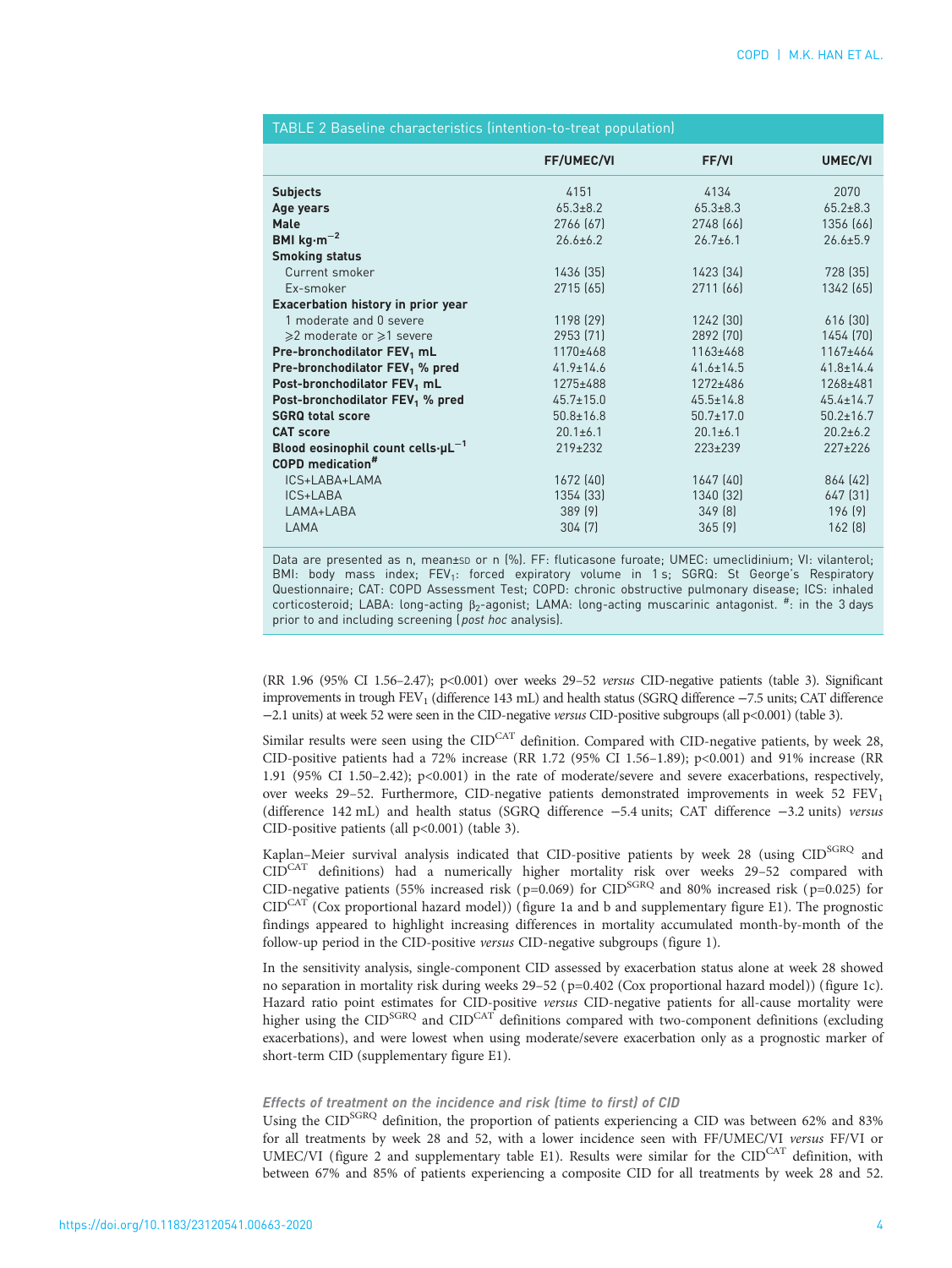TABLE 2 Baseline characteristics (intention-to-treat population)

| | FF/UMEC/VI | FF/VI | UMEC/VI |
|---|---|---|---|
| **Subjects** | 4151 | 4134 | 2070 |
| **Age years** | 65.3±8.2 | 65.3±8.3 | 65.2±8.3 |
| **Male** | 2766 (67) | 2748 (66) | 1356 (66) |
| **BMI kg·m$^{-2}$** | 26.6±6.2 | 26.7±6.1 | 26.6±5.9 |
| **Smoking status** | | | |
| Current smoker | 1436 (35) | 1423 (34) | 728 (35) |
| Ex-smoker | 2715 (65) | 2711 (66) | 1342 (65) |
| **Exacerbation history in prior year** | | | |
| 1 moderate and 0 severe | 1198 (29) | 1242 (30) | 616 (30) |
| ⩾2 moderate or ⩾1 severe | 2953 (71) | 2892 (70) | 1454 (70) |
| **Pre-bronchodilator $FEV_1$ mL** | 1170±468 | 1163±468 | 1167±464 |
| **Pre-bronchodilator $FEV_1$ % pred** | 41.9±14.6 | 41.6±14.5 | 41.8±14.4 |
| **Post-bronchodilator $FEV_1$ mL** | 1275±488 | 1272±486 | 1268±481 |
| **Post-bronchodilator $FEV_1$ % pred** | 45.7±15.0 | 45.5±14.8 | 45.4±14.7 |
| **SGRQ total score** | 50.8±16.8 | 50.7±17.0 | 50.2±16.7 |
| **CAT score** | 20.1±6.1 | 20.1±6.1 | 20.2±6.2 |
| **Blood eosinophil count cells·µL$^{-1}$** | 219±232 | 223±239 | 227±226 |
| **COPD medication**[#] | | | |
| ICS+LABA+LAMA | 1672 (40) | 1647 (40) | 864 (42) |
| ICS+LABA | 1354 (33) | 1340 (32) | 647 (31) |
| LAMA+LABA | 389 (9) | 349 (8) | 196 (9) |
| LAMA | 304 (7) | 365 (9) | 162 (8) |

Data are presented as n, mean±SD or n (%). FF: fluticasone furoate; UMEC: umeclidinium; VI: vilanterol; BMI: body mass index; $FEV_1$: forced expiratory volume in 1 s; SGRQ: St George's Respiratory Questionnaire; CAT: COPD Assessment Test; COPD: chronic obstructive pulmonary disease; ICS: inhaled corticosteroid; LABA: long-acting $\beta_2$-agonist; LAMA: long-acting muscarinic antagonist. [#]: in the 3 days prior to and including screening (*post hoc* analysis).

(RR 1.96 (95% CI 1.56–2.47); p<0.001) over weeks 29–52 *versus* CID-negative patients (table 3). Significant improvements in trough $FEV_1$ (difference 143 mL) and health status (SGRQ difference −7.5 units; CAT difference −2.1 units) at week 52 were seen in the CID-negative *versus* CID-positive subgroups (all p<0.001) (table 3).

Similar results were seen using the $CID^{CAT}$ definition. Compared with CID-negative patients, by week 28, CID-positive patients had a 72% increase (RR 1.72 (95% CI 1.56–1.89); p<0.001) and 91% increase (RR 1.91 (95% CI 1.50–2.42); p<0.001) in the rate of moderate/severe and severe exacerbations, respectively, over weeks 29–52. Furthermore, CID-negative patients demonstrated improvements in week 52 $FEV_1$ (difference 142 mL) and health status (SGRQ difference −5.4 units; CAT difference −3.2 units) *versus* CID-positive patients (all p<0.001) (table 3).

Kaplan–Meier survival analysis indicated that CID-positive patients by week 28 (using $CID^{SGRQ}$ and $CID^{CAT}$ definitions) had a numerically higher mortality risk over weeks 29–52 compared with CID-negative patients (55% increased risk (p=0.069) for $CID^{SGRQ}$ and 80% increased risk (p=0.025) for $CID^{CAT}$ (Cox proportional hazard model)) (figure 1a and b and supplementary figure E1). The prognostic findings appeared to highlight increasing differences in mortality accumulated month-by-month of the follow-up period in the CID-positive *versus* CID-negative subgroups (figure 1).

In the sensitivity analysis, single-component CID assessed by exacerbation status alone at week 28 showed no separation in mortality risk during weeks 29–52 (p=0.402 (Cox proportional hazard model)) (figure 1c). Hazard ratio point estimates for CID-positive *versus* CID-negative patients for all-cause mortality were higher using the $CID^{SGRQ}$ and $CID^{CAT}$ definitions compared with two-component definitions (excluding exacerbations), and were lowest when using moderate/severe exacerbation only as a prognostic marker of short-term CID (supplementary figure E1).

#### *Effects of treatment on the incidence and risk (time to first) of CID*

Using the $CID^{SGRQ}$ definition, the proportion of patients experiencing a CID was between 62% and 83% for all treatments by week 28 and 52, with a lower incidence seen with FF/UMEC/VI *versus* FF/VI or UMEC/VI (figure 2 and supplementary table E1). Results were similar for the $CID^{CAT}$ definition, with between 67% and 85% of patients experiencing a composite CID for all treatments by week 28 and 52.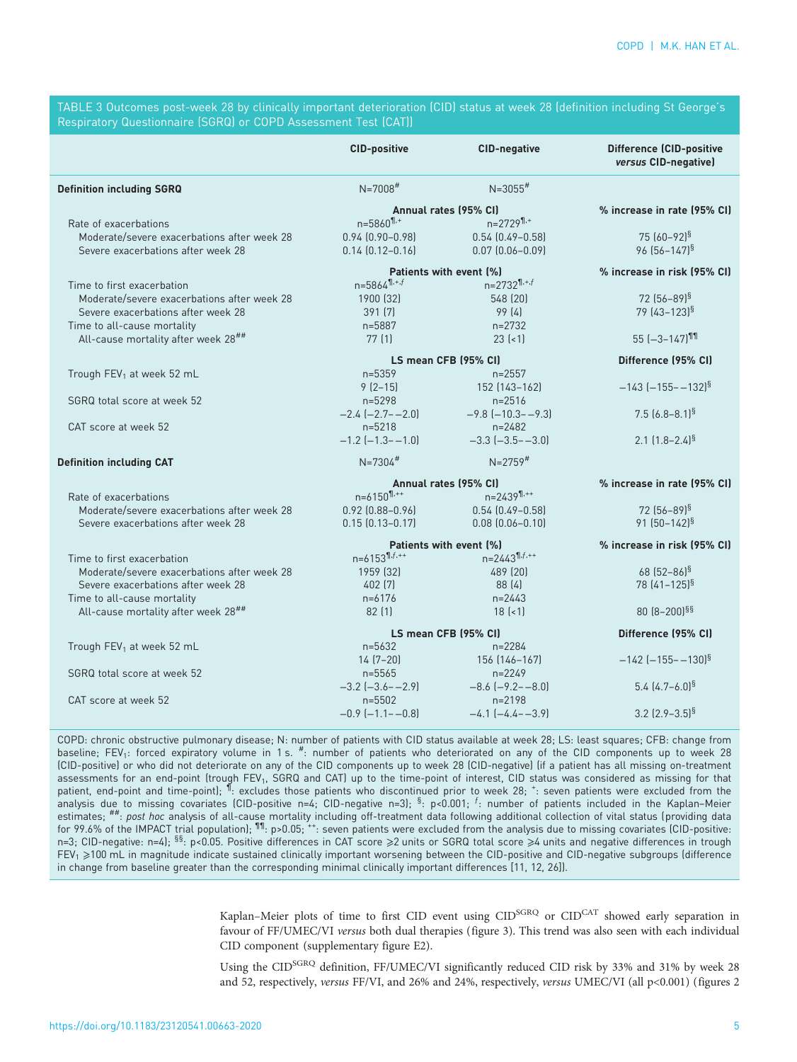TABLE 3 Outcomes post-week 28 by clinically important deterioration (CID) status at week 28 (definition including St George's Respiratory Questionnaire (SGRQ) or COPD Assessment Test (CAT))

| | CID-positive | CID-negative | Difference (CID-positive *versus* CID-negative) |
|---|---|---|---|
| **Definition including SGRQ** | N=7008# | N=3055# | |
| | Annual rates (95% CI) | | % increase in rate (95% CI) |
| Rate of exacerbations | n=5860¶,+ | n=2729¶,+ | |
| Moderate/severe exacerbations after week 28 | 0.94 (0.90–0.98) | 0.54 (0.49–0.58) | 75 (60–92)§ |
| Severe exacerbations after week 28 | 0.14 (0.12–0.16) | 0.07 (0.06–0.09) | 96 (56–147)§ |
| | Patients with event (%) | | % increase in risk (95% CI) |
| Time to first exacerbation | n=5864¶,+,ƒ | n=2732¶,+,ƒ | |
| Moderate/severe exacerbations after week 28 | 1900 (32) | 548 (20) | 72 (56–89)§ |
| Severe exacerbations after week 28 | 391 (7) | 99 (4) | 79 (43–123)§ |
| Time to all-cause mortality | n=5887 | n=2732 | |
| All-cause mortality after week 28## | 77 (1) | 23 (<1) | 55 (−3–147)¶¶ |
| | LS mean CFB (95% CI) | | Difference (95% CI) |
| Trough $FEV_1$ at week 52 mL | n=5359 | n=2557 | |
| | 9 (2–15) | 152 (143–162) | −143 (−155– −132)§ |
| SGRQ total score at week 52 | n=5298 | n=2516 | |
| | −2.4 (−2.7– −2.0) | −9.8 (−10.3– −9.3) | 7.5 (6.8–8.1)§ |
| CAT score at week 52 | n=5218 | n=2482 | |
| | −1.2 (−1.3– −1.0) | −3.3 (−3.5– −3.0) | 2.1 (1.8–2.4)§ |
| **Definition including CAT** | N=7304# | N=2759# | |
| | Annual rates (95% CI) | | % increase in rate (95% CI) |
| Rate of exacerbations | n=6150¶,++ | n=2439¶,++ | |
| Moderate/severe exacerbations after week 28 | 0.92 (0.88–0.96) | 0.54 (0.49–0.58) | 72 (56–89)§ |
| Severe exacerbations after week 28 | 0.15 (0.13–0.17) | 0.08 (0.06–0.10) | 91 (50–142)§ |
| | Patients with event (%) | | % increase in risk (95% CI) |
| Time to first exacerbation | n=6153¶,ƒ,++ | n=2443¶,ƒ,++ | |
| Moderate/severe exacerbations after week 28 | 1959 (32) | 489 (20) | 68 (52–86)§ |
| Severe exacerbations after week 28 | 402 (7) | 88 (4) | 78 (41–125)§ |
| Time to all-cause mortality | n=6176 | n=2443 | |
| All-cause mortality after week 28## | 82 (1) | 18 (<1) | 80 (8–200)§§ |
| | LS mean CFB (95% CI) | | Difference (95% CI) |
| Trough $FEV_1$ at week 52 mL | n=5632 | n=2284 | |
| | 14 (7–20) | 156 (146–167) | −142 (−155– −130)§ |
| SGRQ total score at week 52 | n=5565 | n=2249 | |
| | −3.2 (−3.6– −2.9) | −8.6 (−9.2– −8.0) | 5.4 (4.7–6.0)§ |
| CAT score at week 52 | n=5502 | n=2198 | |
| | −0.9 (−1.1– −0.8) | −4.1 (−4.4– −3.9) | 3.2 (2.9–3.5)§ |

COPD: chronic obstructive pulmonary disease; N: number of patients with CID status available at week 28; LS: least squares; CFB: change from baseline; $FEV_1$: forced expiratory volume in 1 s. #: number of patients who deteriorated on any of the CID components up to week 28 (CID-positive) or who did not deteriorate on any of the CID components up to week 28 (CID-negative) (if a patient has all missing on-treatment assessments for an end-point (trough $FEV_1$, SGRQ and CAT) up to the time-point of interest, CID status was considered as missing for that patient, end-point and time-point); ¶: excludes those patients who discontinued prior to week 28; +: seven patients were excluded from the analysis due to missing covariates (CID-positive n=4; CID-negative n=3); §: p<0.001; ƒ: number of patients included in the Kaplan–Meier estimates; ##: *post hoc* analysis of all-cause mortality including off-treatment data following additional collection of vital status (providing data for 99.6% of the IMPACT trial population); ¶¶: p>0.05; ++: seven patients were excluded from the analysis due to missing covariates (CID-positive: n=3; CID-negative: n=4); §§: p<0.05. Positive differences in CAT score ⩾2 units or SGRQ total score ⩾4 units and negative differences in trough $FEV_1$ ⩾100 mL in magnitude indicate sustained clinically important worsening between the CID-positive and CID-negative subgroups (difference in change from baseline greater than the corresponding minimal clinically important differences [11, 12, 26]).

Kaplan–Meier plots of time to first CID event using $CID^{SGRQ}$ or $CID^{CAT}$ showed early separation in favour of FF/UMEC/VI *versus* both dual therapies (figure 3). This trend was also seen with each individual CID component (supplementary figure E2).

Using the $CID^{SGRQ}$ definition, FF/UMEC/VI significantly reduced CID risk by 33% and 31% by week 28 and 52, respectively, *versus* FF/VI, and 26% and 24%, respectively, *versus* UMEC/VI (all p<0.001) (figures 2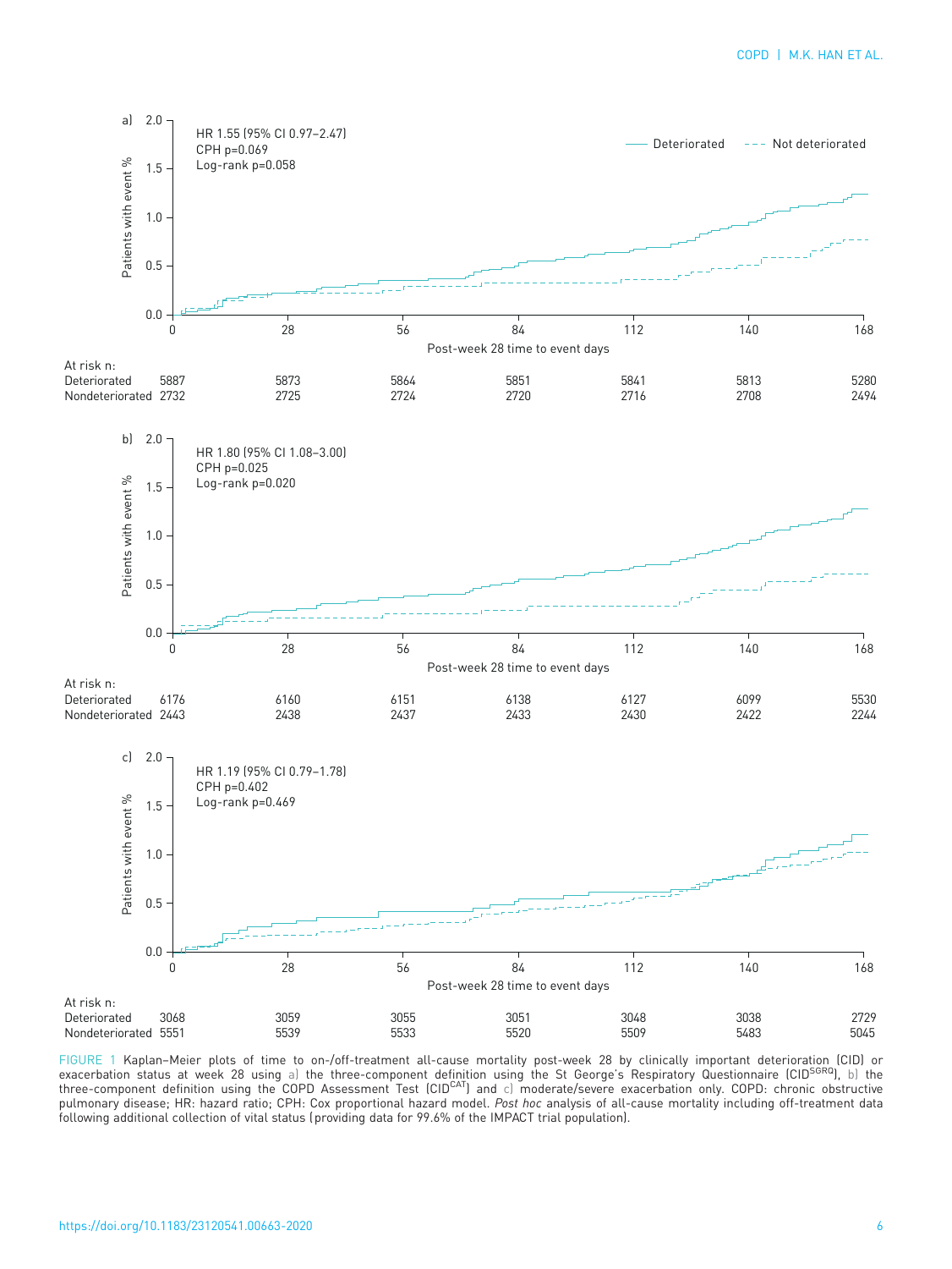a)

HR 1.55 (95% CI 0.97–2.47)
CPH p=0.069
Log-rank p=0.058

Deteriorated — Not deteriorated

Patients with event %: 0.0, 0.5, 1.0, 1.5, 2.0

Post-week 28 time to event days: 0, 28, 56, 84, 112, 140, 168

At risk n:
Deteriorated 5887 5873 5864 5851 5841 5813 5280
Nondeteriorated 2732 2725 2724 2720 2716 2708 2494

b)

HR 1.80 (95% CI 1.08–3.00)
CPH p=0.025
Log-rank p=0.020

Patients with event %: 0.0, 0.5, 1.0, 1.5, 2.0

Post-week 28 time to event days: 0, 28, 56, 84, 112, 140, 168

At risk n:
Deteriorated 6176 6160 6151 6138 6127 6099 5530
Nondeteriorated 2443 2438 2437 2433 2430 2422 2244

c)

HR 1.19 (95% CI 0.79–1.78)
CPH p=0.402
Log-rank p=0.469

Patients with event %: 0.0, 0.5, 1.0, 1.5, 2.0

Post-week 28 time to event days: 0, 28, 56, 84, 112, 140, 168

At risk n:
Deteriorated 3068 3059 3055 3051 3048 3038 2729
Nondeteriorated 5551 5539 5533 5520 5509 5483 5045

FIGURE 1 Kaplan–Meier plots of time to on-/off-treatment all-cause mortality post-week 28 by clinically important deterioration (CID) or exacerbation status at week 28 using a) the three-component definition using the St George's Respiratory Questionnaire (CID$^{SGRQ}$), b) the three-component definition using the COPD Assessment Test (CID$^{CAT}$) and c) moderate/severe exacerbation only. COPD: chronic obstructive pulmonary disease; HR: hazard ratio; CPH: Cox proportional hazard model. *Post hoc* analysis of all-cause mortality including off-treatment data following additional collection of vital status (providing data for 99.6% of the IMPACT trial population).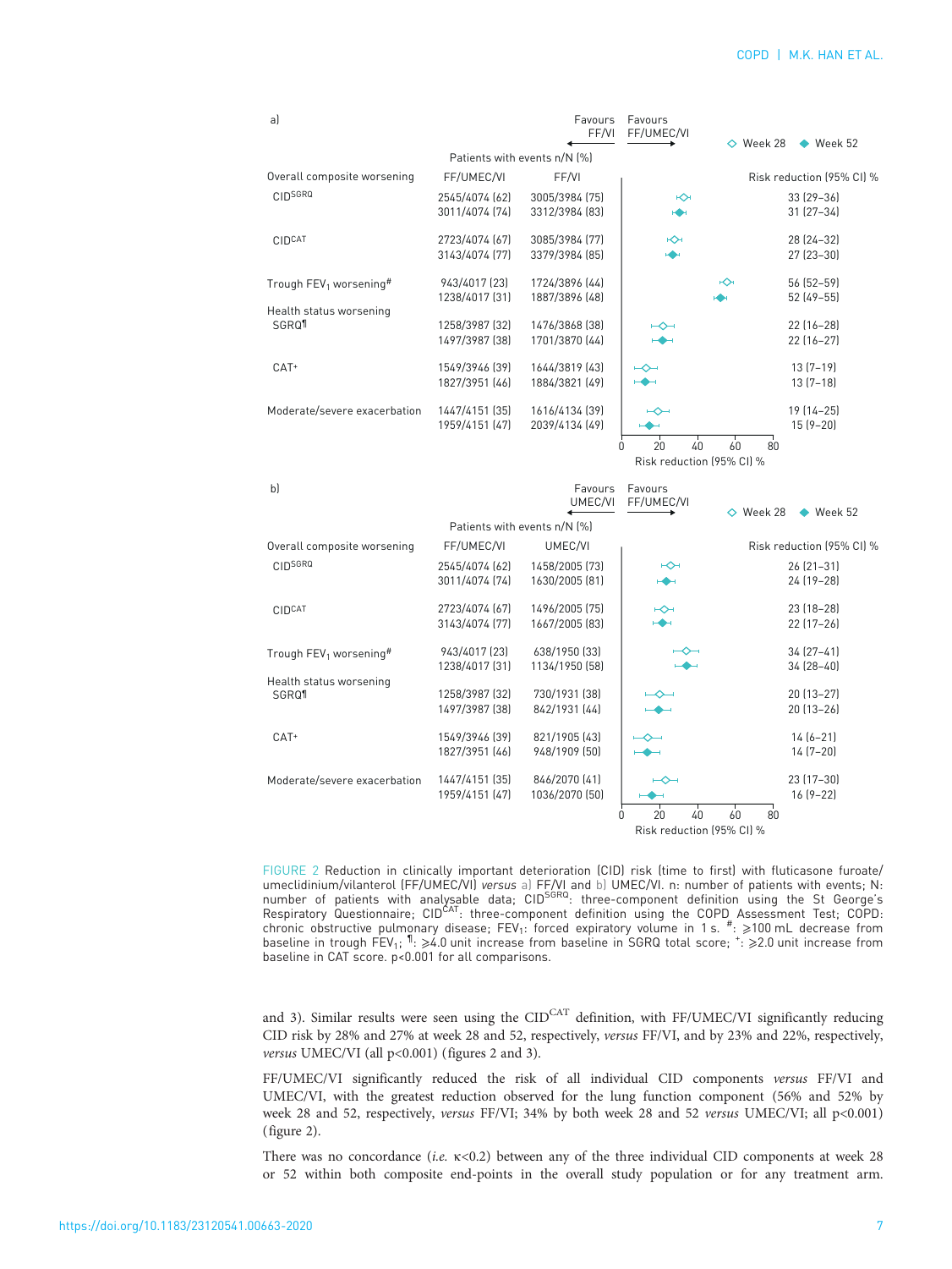a)

Favours FF/VI ← → Favours FF/UMEC/VI

◇ Week 28 ◆ Week 52

Patients with events n/N (%)

Overall composite worsening FF/UMEC/VI FF/VI Risk reduction (95% CI) %

$CID^{SGRQ}$ 2545/4074 (62) 3005/3984 (75) 33 (29–36)
3011/4074 (74) 3312/3984 (83) 31 (27–34)

$CID^{CAT}$ 2723/4074 (67) 3085/3984 (77) 28 (24–32)
3143/4074 (77) 3379/3984 (85) 27 (23–30)

Trough $FEV_1$ worsening# 943/4017 (23) 1724/3896 (44) 56 (52–59)
1238/4017 (31) 1887/3896 (48) 52 (49–55)

Health status worsening
SGRQ¶ 1258/3987 (32) 1476/3868 (38) 22 (16–28)
1497/3987 (38) 1701/3870 (44) 22 (16–27)

CAT+ 1549/3946 (39) 1644/3819 (43) 13 (7–19)
1827/3951 (46) 1884/3821 (49) 13 (7–18)

Moderate/severe exacerbation 1447/4151 (35) 1616/4134 (39) 19 (14–25)
1959/4151 (47) 2039/4134 (49) 15 (9–20)

0 20 40 60 80
Risk reduction (95% CI) %

b)

Favours UMEC/VI ← → Favours FF/UMEC/VI

◇ Week 28 ◆ Week 52

Patients with events n/N (%)

Overall composite worsening FF/UMEC/VI UMEC/VI Risk reduction (95% CI) %

$CID^{SGRQ}$ 2545/4074 (62) 1458/2005 (73) 26 (21–31)
3011/4074 (74) 1630/2005 (81) 24 (19–28)

$CID^{CAT}$ 2723/4074 (67) 1496/2005 (75) 23 (18–28)
3143/4074 (77) 1667/2005 (83) 22 (17–26)

Trough $FEV_1$ worsening# 943/4017 (23) 638/1950 (33) 34 (27–41)
1238/4017 (31) 1134/1950 (58) 34 (28–40)

Health status worsening
SGRQ¶ 1258/3987 (32) 730/1931 (38) 20 (13–27)
1497/3987 (38) 842/1931 (44) 20 (13–26)

CAT+ 1549/3946 (39) 821/1905 (43) 14 (6–21)
1827/3951 (46) 948/1909 (50) 14 (7–20)

Moderate/severe exacerbation 1447/4151 (35) 846/2070 (41) 23 (17–30)
1959/4151 (47) 1036/2070 (50) 16 (9–22)

0 20 40 60 80
Risk reduction (95% CI) %

FIGURE 2 Reduction in clinically important deterioration (CID) risk (time to first) with fluticasone furoate/umeclidinium/vilanterol (FF/UMEC/VI) *versus* a) FF/VI and b) UMEC/VI. n: number of patients with events; N: number of patients with analysable data; $CID^{SGRQ}$: three-component definition using the St George's Respiratory Questionnaire; $CID^{CAT}$: three-component definition using the COPD Assessment Test; COPD: chronic obstructive pulmonary disease; $FEV_1$: forced expiratory volume in 1 s. #: ⩾100 mL decrease from baseline in trough $FEV_1$; ¶: ⩾4.0 unit increase from baseline in SGRQ total score; +: ⩾2.0 unit increase from baseline in CAT score. p<0.001 for all comparisons.

and 3). Similar results were seen using the $CID^{CAT}$ definition, with FF/UMEC/VI significantly reducing CID risk by 28% and 27% at week 28 and 52, respectively, *versus* FF/VI, and by 23% and 22%, respectively, *versus* UMEC/VI (all p<0.001) (figures 2 and 3).

FF/UMEC/VI significantly reduced the risk of all individual CID components *versus* FF/VI and UMEC/VI, with the greatest reduction observed for the lung function component (56% and 52% by week 28 and 52, respectively, *versus* FF/VI; 34% by both week 28 and 52 *versus* UMEC/VI; all p<0.001) (figure 2).

There was no concordance (*i.e.* $\kappa<0.2$) between any of the three individual CID components at week 28 or 52 within both composite end-points in the overall study population or for any treatment arm.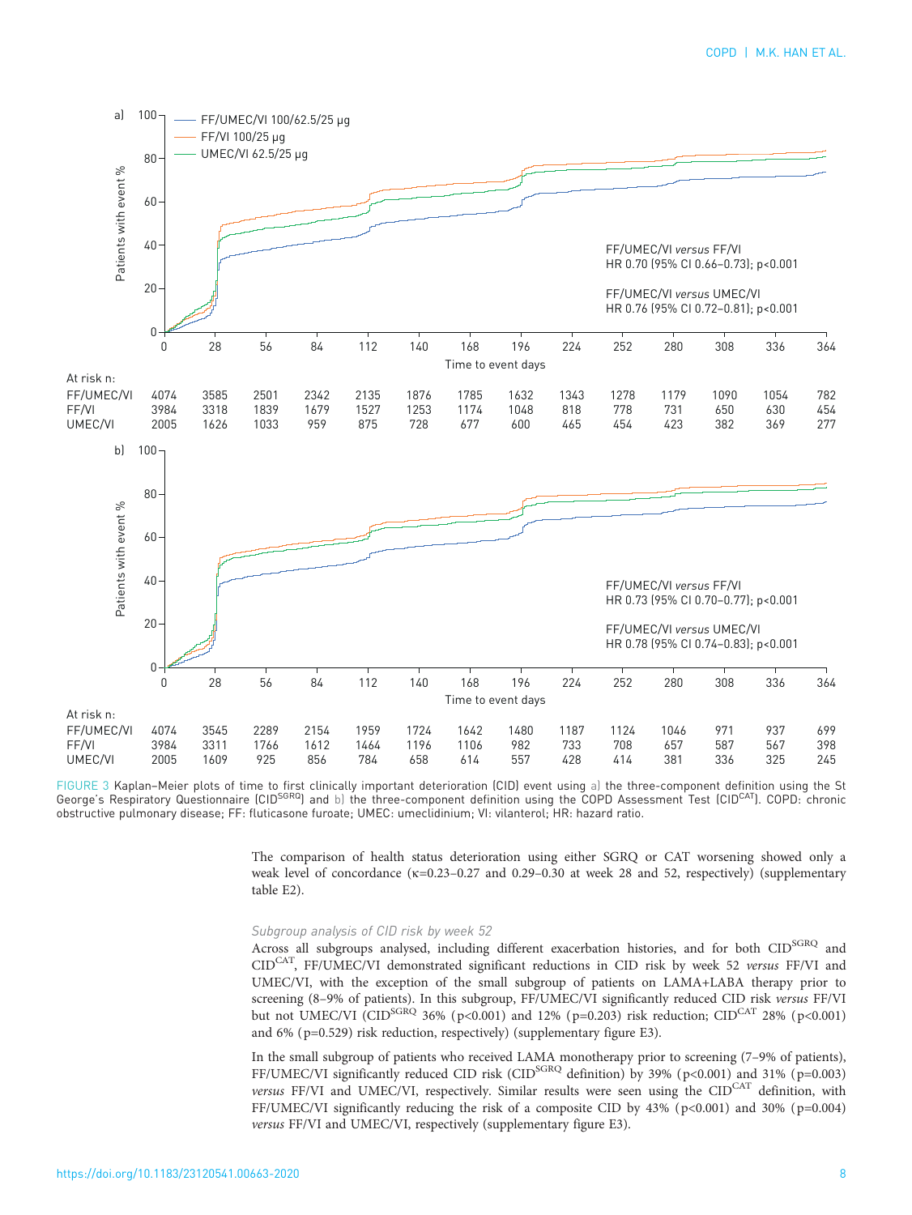a)

FF/UMEC/VI 100/62.5/25 µg
FF/VI 100/25 µg
UMEC/VI 62.5/25 µg

Patients with event %

FF/UMEC/VI versus FF/VI
HR 0.70 (95% CI 0.66–0.73); p<0.001

FF/UMEC/VI versus UMEC/VI
HR 0.76 (95% CI 0.72–0.81); p<0.001

Time to event days

At risk n:

FF/UMEC/VI 4074 3585 2501 2342 2135 1876 1785 1632 1343 1278 1179 1090 1054 782
FF/VI 3984 3318 1839 1679 1527 1253 1174 1048 818 778 731 650 630 454
UMEC/VI 2005 1626 1033 959 875 728 677 600 465 454 423 382 369 277

b)

Patients with event %

FF/UMEC/VI versus FF/VI
HR 0.73 (95% CI 0.70–0.77); p<0.001

FF/UMEC/VI versus UMEC/VI
HR 0.78 (95% CI 0.74–0.83); p<0.001

Time to event days

At risk n:

FF/UMEC/VI 4074 3545 2289 2154 1959 1724 1642 1480 1187 1124 1046 971 937 699
FF/VI 3984 3311 1766 1612 1464 1196 1106 982 733 708 657 587 567 398
UMEC/VI 2005 1609 925 856 784 658 614 557 428 414 381 336 325 245

FIGURE 3 Kaplan–Meier plots of time to first clinically important deterioration (CID) event using a) the three-component definition using the St George's Respiratory Questionnaire (CID$^{SGRQ}$) and b) the three-component definition using the COPD Assessment Test (CID$^{CAT}$). COPD: chronic obstructive pulmonary disease; FF: fluticasone furoate; UMEC: umeclidinium; VI: vilanterol; HR: hazard ratio.

The comparison of health status deterioration using either SGRQ or CAT worsening showed only a weak level of concordance (κ=0.23–0.27 and 0.29–0.30 at week 28 and 52, respectively) (supplementary table E2).

### *Subgroup analysis of CID risk by week 52*

Across all subgroups analysed, including different exacerbation histories, and for both CID$^{SGRQ}$ and CID$^{CAT}$, FF/UMEC/VI demonstrated significant reductions in CID risk by week 52 *versus* FF/VI and UMEC/VI, with the exception of the small subgroup of patients on LAMA+LABA therapy prior to screening (8–9% of patients). In this subgroup, FF/UMEC/VI significantly reduced CID risk *versus* FF/VI but not UMEC/VI (CID$^{SGRQ}$ 36% (p<0.001) and 12% (p=0.203) risk reduction; CID$^{CAT}$ 28% (p<0.001) and 6% (p=0.529) risk reduction, respectively) (supplementary figure E3).

In the small subgroup of patients who received LAMA monotherapy prior to screening (7–9% of patients), FF/UMEC/VI significantly reduced CID risk (CID$^{SGRQ}$ definition) by 39% (p<0.001) and 31% (p=0.003) *versus* FF/VI and UMEC/VI, respectively. Similar results were seen using the CID$^{CAT}$ definition, with FF/UMEC/VI significantly reducing the risk of a composite CID by 43% (p<0.001) and 30% (p=0.004) *versus* FF/VI and UMEC/VI, respectively (supplementary figure E3).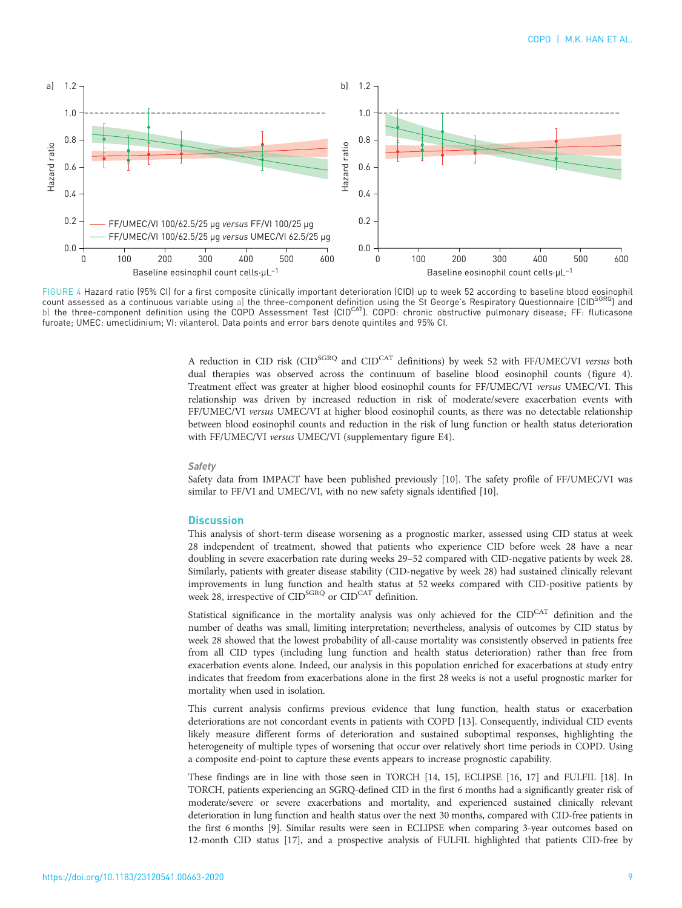a)

Hazard ratio

1.2
1.0
0.8
0.6
0.4
0.2
0.0

0 100 200 300 400 500 600

Baseline eosinophil count cells·µL⁻¹

FF/UMEC/VI 100/62.5/25 µg *versus* FF/VI 100/25 µg

FF/UMEC/VI 100/62.5/25 µg *versus* UMEC/VI 62.5/25 µg

b)

Hazard ratio

1.2
1.0
0.8
0.6
0.4
0.2
0.0

0 100 200 300 400 500 600

Baseline eosinophil count cells·µL⁻¹

FIGURE 4 Hazard ratio (95% CI) for a first composite clinically important deterioration (CID) up to week 52 according to baseline blood eosinophil count assessed as a continuous variable using a) the three-component definition using the St George's Respiratory Questionnaire ($CID^{SGRQ}$) and b) the three-component definition using the COPD Assessment Test ($CID^{CAT}$). COPD: chronic obstructive pulmonary disease; FF: fluticasone furoate; UMEC: umeclidinium; VI: vilanterol. Data points and error bars denote quintiles and 95% CI.

A reduction in CID risk ($CID^{SGRQ}$ and $CID^{CAT}$ definitions) by week 52 with FF/UMEC/VI *versus* both dual therapies was observed across the continuum of baseline blood eosinophil counts (figure 4). Treatment effect was greater at higher blood eosinophil counts for FF/UMEC/VI *versus* UMEC/VI. This relationship was driven by increased reduction in risk of moderate/severe exacerbation events with FF/UMEC/VI *versus* UMEC/VI at higher blood eosinophil counts, as there was no detectable relationship between blood eosinophil counts and reduction in the risk of lung function or health status deterioration with FF/UMEC/VI *versus* UMEC/VI (supplementary figure E4).

### *Safety*

Safety data from IMPACT have been published previously [10]. The safety profile of FF/UMEC/VI was similar to FF/VI and UMEC/VI, with no new safety signals identified [10].

## Discussion

This analysis of short-term disease worsening as a prognostic marker, assessed using CID status at week 28 independent of treatment, showed that patients who experience CID before week 28 have a near doubling in severe exacerbation rate during weeks 29–52 compared with CID-negative patients by week 28. Similarly, patients with greater disease stability (CID-negative by week 28) had sustained clinically relevant improvements in lung function and health status at 52 weeks compared with CID-positive patients by week 28, irrespective of $CID^{SGRQ}$ or $CID^{CAT}$ definition.

Statistical significance in the mortality analysis was only achieved for the $CID^{CAT}$ definition and the number of deaths was small, limiting interpretation; nevertheless, analysis of outcomes by CID status by week 28 showed that the lowest probability of all-cause mortality was consistently observed in patients free from all CID types (including lung function and health status deterioration) rather than free from exacerbation events alone. Indeed, our analysis in this population enriched for exacerbations at study entry indicates that freedom from exacerbations alone in the first 28 weeks is not a useful prognostic marker for mortality when used in isolation.

This current analysis confirms previous evidence that lung function, health status or exacerbation deteriorations are not concordant events in patients with COPD [13]. Consequently, individual CID events likely measure different forms of deterioration and sustained suboptimal responses, highlighting the heterogeneity of multiple types of worsening that occur over relatively short time periods in COPD. Using a composite end-point to capture these events appears to increase prognostic capability.

These findings are in line with those seen in TORCH [14, 15], ECLIPSE [16, 17] and FULFIL [18]. In TORCH, patients experiencing an SGRQ-defined CID in the first 6 months had a significantly greater risk of moderate/severe or severe exacerbations and mortality, and experienced sustained clinically relevant deterioration in lung function and health status over the next 30 months, compared with CID-free patients in the first 6 months [9]. Similar results were seen in ECLIPSE when comparing 3-year outcomes based on 12-month CID status [17], and a prospective analysis of FULFIL highlighted that patients CID-free by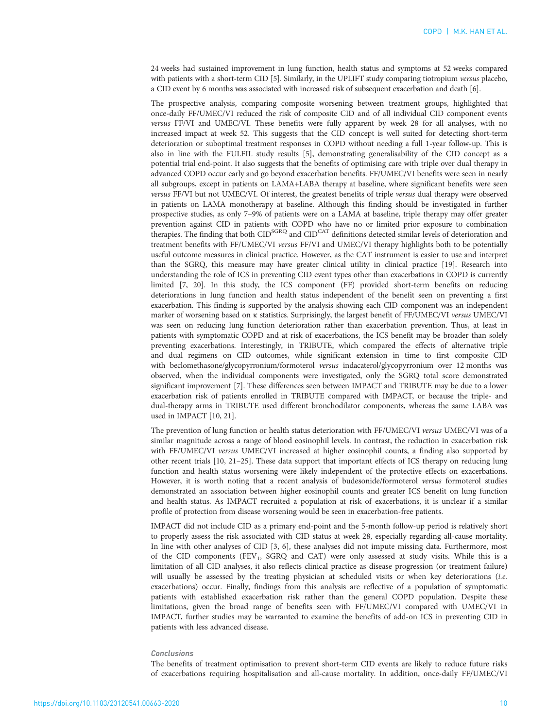24 weeks had sustained improvement in lung function, health status and symptoms at 52 weeks compared with patients with a short-term CID [5]. Similarly, in the UPLIFT study comparing tiotropium *versus* placebo, a CID event by 6 months was associated with increased risk of subsequent exacerbation and death [6].

The prospective analysis, comparing composite worsening between treatment groups, highlighted that once-daily FF/UMEC/VI reduced the risk of composite CID and of all individual CID component events *versus* FF/VI and UMEC/VI. These benefits were fully apparent by week 28 for all analyses, with no increased impact at week 52. This suggests that the CID concept is well suited for detecting short-term deterioration or suboptimal treatment responses in COPD without needing a full 1-year follow-up. This is also in line with the FULFIL study results [5], demonstrating generalisability of the CID concept as a potential trial end-point. It also suggests that the benefits of optimising care with triple over dual therapy in advanced COPD occur early and go beyond exacerbation benefits. FF/UMEC/VI benefits were seen in nearly all subgroups, except in patients on LAMA+LABA therapy at baseline, where significant benefits were seen *versus* FF/VI but not UMEC/VI. Of interest, the greatest benefits of triple *versus* dual therapy were observed in patients on LAMA monotherapy at baseline. Although this finding should be investigated in further prospective studies, as only 7–9% of patients were on a LAMA at baseline, triple therapy may offer greater prevention against CID in patients with COPD who have no or limited prior exposure to combination therapies. The finding that both $CID^{SGRQ}$ and $CID^{CAT}$ definitions detected similar levels of deterioration and treatment benefits with FF/UMEC/VI *versus* FF/VI and UMEC/VI therapy highlights both to be potentially useful outcome measures in clinical practice. However, as the CAT instrument is easier to use and interpret than the SGRQ, this measure may have greater clinical utility in clinical practice [19]. Research into understanding the role of ICS in preventing CID event types other than exacerbations in COPD is currently limited [7, 20]. In this study, the ICS component (FF) provided short-term benefits on reducing deteriorations in lung function and health status independent of the benefit seen on preventing a first exacerbation. This finding is supported by the analysis showing each CID component was an independent marker of worsening based on $\kappa$ statistics. Surprisingly, the largest benefit of FF/UMEC/VI *versus* UMEC/VI was seen on reducing lung function deterioration rather than exacerbation prevention. Thus, at least in patients with symptomatic COPD and at risk of exacerbations, the ICS benefit may be broader than solely preventing exacerbations. Interestingly, in TRIBUTE, which compared the effects of alternative triple and dual regimens on CID outcomes, while significant extension in time to first composite CID with beclomethasone/glycopyrronium/formoterol *versus* indacaterol/glycopyrronium over 12 months was observed, when the individual components were investigated, only the SGRQ total score demonstrated significant improvement [7]. These differences seen between IMPACT and TRIBUTE may be due to a lower exacerbation risk of patients enrolled in TRIBUTE compared with IMPACT, or because the triple- and dual-therapy arms in TRIBUTE used different bronchodilator components, whereas the same LABA was used in IMPACT [10, 21].

The prevention of lung function or health status deterioration with FF/UMEC/VI *versus* UMEC/VI was of a similar magnitude across a range of blood eosinophil levels. In contrast, the reduction in exacerbation risk with FF/UMEC/VI *versus* UMEC/VI increased at higher eosinophil counts, a finding also supported by other recent trials [10, 21–25]. These data support that important effects of ICS therapy on reducing lung function and health status worsening were likely independent of the protective effects on exacerbations. However, it is worth noting that a recent analysis of budesonide/formoterol *versus* formoterol studies demonstrated an association between higher eosinophil counts and greater ICS benefit on lung function and health status. As IMPACT recruited a population at risk of exacerbations, it is unclear if a similar profile of protection from disease worsening would be seen in exacerbation-free patients.

IMPACT did not include CID as a primary end-point and the 5-month follow-up period is relatively short to properly assess the risk associated with CID status at week 28, especially regarding all-cause mortality. In line with other analyses of CID [3, 6], these analyses did not impute missing data. Furthermore, most of the CID components ($FEV_1$, SGRQ and CAT) were only assessed at study visits. While this is a limitation of all CID analyses, it also reflects clinical practice as disease progression (or treatment failure) will usually be assessed by the treating physician at scheduled visits or when key deteriorations (*i.e.* exacerbations) occur. Finally, findings from this analysis are reflective of a population of symptomatic patients with established exacerbation risk rather than the general COPD population. Despite these limitations, given the broad range of benefits seen with FF/UMEC/VI compared with UMEC/VI in IMPACT, further studies may be warranted to examine the benefits of add-on ICS in preventing CID in patients with less advanced disease.

### Conclusions

The benefits of treatment optimisation to prevent short-term CID events are likely to reduce future risks of exacerbations requiring hospitalisation and all-cause mortality. In addition, once-daily FF/UMEC/VI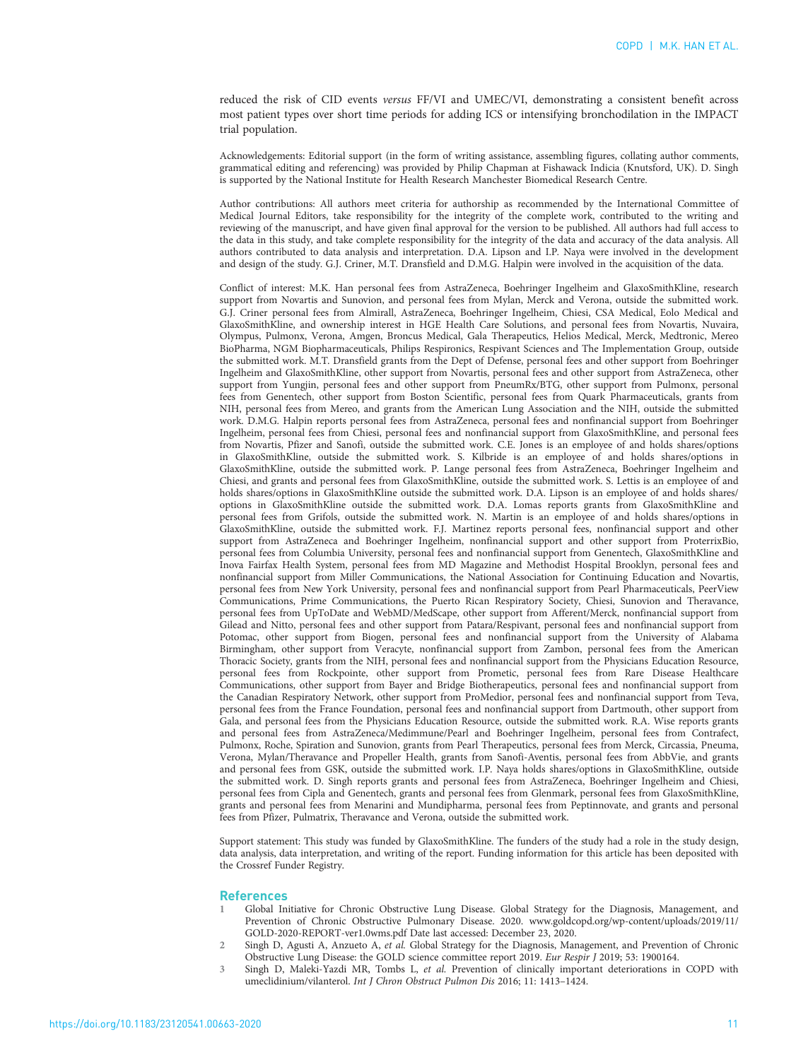reduced the risk of CID events *versus* FF/VI and UMEC/VI, demonstrating a consistent benefit across most patient types over short time periods for adding ICS or intensifying bronchodilation in the IMPACT trial population.

Acknowledgements: Editorial support (in the form of writing assistance, assembling figures, collating author comments, grammatical editing and referencing) was provided by Philip Chapman at Fishawack Indicia (Knutsford, UK). D. Singh is supported by the National Institute for Health Research Manchester Biomedical Research Centre.

Author contributions: All authors meet criteria for authorship as recommended by the International Committee of Medical Journal Editors, take responsibility for the integrity of the complete work, contributed to the writing and reviewing of the manuscript, and have given final approval for the version to be published. All authors had full access to the data in this study, and take complete responsibility for the integrity of the data and accuracy of the data analysis. All authors contributed to data analysis and interpretation. D.A. Lipson and I.P. Naya were involved in the development and design of the study. G.J. Criner, M.T. Dransfield and D.M.G. Halpin were involved in the acquisition of the data.

Conflict of interest: M.K. Han personal fees from AstraZeneca, Boehringer Ingelheim and GlaxoSmithKline, research support from Novartis and Sunovion, and personal fees from Mylan, Merck and Verona, outside the submitted work. G.J. Criner personal fees from Almirall, AstraZeneca, Boehringer Ingelheim, Chiesi, CSA Medical, Eolo Medical and GlaxoSmithKline, and ownership interest in HGE Health Care Solutions, and personal fees from Novartis, Nuvaira, Olympus, Pulmonx, Verona, Amgen, Broncus Medical, Gala Therapeutics, Helios Medical, Merck, Medtronic, Mereo BioPharma, NGM Biopharmaceuticals, Philips Respironics, Respivant Sciences and The Implementation Group, outside the submitted work. M.T. Dransfield grants from the Dept of Defense, personal fees and other support from Boehringer Ingelheim and GlaxoSmithKline, other support from Novartis, personal fees and other support from AstraZeneca, other support from Yungjin, personal fees and other support from PneumRx/BTG, other support from Pulmonx, personal fees from Genentech, other support from Boston Scientific, personal fees from Quark Pharmaceuticals, grants from NIH, personal fees from Mereo, and grants from the American Lung Association and the NIH, outside the submitted work. D.M.G. Halpin reports personal fees from AstraZeneca, personal fees and nonfinancial support from Boehringer Ingelheim, personal fees from Chiesi, personal fees and nonfinancial support from GlaxoSmithKline, and personal fees from Novartis, Pfizer and Sanofi, outside the submitted work. C.E. Jones is an employee of and holds shares/options in GlaxoSmithKline, outside the submitted work. S. Kilbride is an employee of and holds shares/options in GlaxoSmithKline, outside the submitted work. P. Lange personal fees from AstraZeneca, Boehringer Ingelheim and Chiesi, and grants and personal fees from GlaxoSmithKline, outside the submitted work. S. Lettis is an employee of and holds shares/options in GlaxoSmithKline outside the submitted work. D.A. Lipson is an employee of and holds shares/options in GlaxoSmithKline outside the submitted work. D.A. Lomas reports grants from GlaxoSmithKline and personal fees from Grifols, outside the submitted work. N. Martin is an employee of and holds shares/options in GlaxoSmithKline, outside the submitted work. F.J. Martinez reports personal fees, nonfinancial support and other support from AstraZeneca and Boehringer Ingelheim, nonfinancial support and other support from ProterrixBio, personal fees from Columbia University, personal fees and nonfinancial support from Genentech, GlaxoSmithKline and Inova Fairfax Health System, personal fees from MD Magazine and Methodist Hospital Brooklyn, personal fees and nonfinancial support from Miller Communications, the National Association for Continuing Education and Novartis, personal fees from New York University, personal fees and nonfinancial support from Pearl Pharmaceuticals, PeerView Communications, Prime Communications, the Puerto Rican Respiratory Society, Chiesi, Sunovion and Theravance, personal fees from UpToDate and WebMD/MedScape, other support from Afferent/Merck, nonfinancial support from Gilead and Nitto, personal fees and other support from Patara/Respivant, personal fees and nonfinancial support from Potomac, other support from Biogen, personal fees and nonfinancial support from the University of Alabama Birmingham, other support from Veracyte, nonfinancial support from Zambon, personal fees from the American Thoracic Society, grants from the NIH, personal fees and nonfinancial support from the Physicians Education Resource, personal fees from Rockpointe, other support from Prometic, personal fees from Rare Disease Healthcare Communications, other support from Bayer and Bridge Biotherapeutics, personal fees and nonfinancial support from the Canadian Respiratory Network, other support from ProMedior, personal fees and nonfinancial support from Teva, personal fees from the France Foundation, personal fees and nonfinancial support from Dartmouth, other support from Gala, and personal fees from the Physicians Education Resource, outside the submitted work. R.A. Wise reports grants and personal fees from AstraZeneca/Medimmune/Pearl and Boehringer Ingelheim, personal fees from Contrafect, Pulmonx, Roche, Spiration and Sunovion, grants from Pearl Therapeutics, personal fees from Merck, Circassia, Pneuma, Verona, Mylan/Theravance and Propeller Health, grants from Sanofi-Aventis, personal fees from AbbVie, and grants and personal fees from GSK, outside the submitted work. I.P. Naya holds shares/options in GlaxoSmithKline, outside the submitted work. D. Singh reports grants and personal fees from AstraZeneca, Boehringer Ingelheim and Chiesi, personal fees from Cipla and Genentech, grants and personal fees from Glenmark, personal fees from GlaxoSmithKline, grants and personal fees from Menarini and Mundipharma, personal fees from Peptinnovate, and grants and personal fees from Pfizer, Pulmatrix, Theravance and Verona, outside the submitted work.

Support statement: This study was funded by GlaxoSmithKline. The funders of the study had a role in the study design, data analysis, data interpretation, and writing of the report. Funding information for this article has been deposited with the Crossref Funder Registry.

## References

1. Global Initiative for Chronic Obstructive Lung Disease. Global Strategy for the Diagnosis, Management, and Prevention of Chronic Obstructive Pulmonary Disease. 2020. www.goldcopd.org/wp-content/uploads/2019/11/GOLD-2020-REPORT-ver1.0wms.pdf Date last accessed: December 23, 2020.
2. Singh D, Agusti A, Anzueto A, *et al.* Global Strategy for the Diagnosis, Management, and Prevention of Chronic Obstructive Lung Disease: the GOLD science committee report 2019. *Eur Respir J* 2019; 53: 1900164.
3. Singh D, Maleki-Yazdi MR, Tombs L, *et al.* Prevention of clinically important deteriorations in COPD with umeclidinium/vilanterol. *Int J Chron Obstruct Pulmon Dis* 2016; 11: 1413–1424.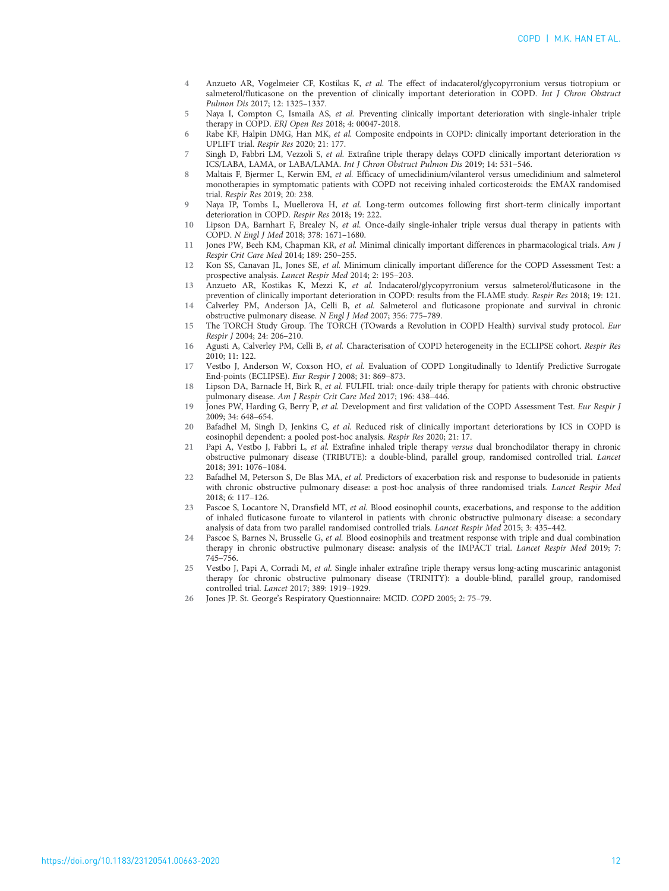4. Anzueto AR, Vogelmeier CF, Kostikas K, *et al.* The effect of indacaterol/glycopyrronium versus tiotropium or salmeterol/fluticasone on the prevention of clinically important deterioration in COPD. *Int J Chron Obstruct Pulmon Dis* 2017; 12: 1325–1337.
5. Naya I, Compton C, Ismaila AS, *et al.* Preventing clinically important deterioration with single-inhaler triple therapy in COPD. *ERJ Open Res* 2018; 4: 00047-2018.
6. Rabe KF, Halpin DMG, Han MK, *et al.* Composite endpoints in COPD: clinically important deterioration in the UPLIFT trial. *Respir Res* 2020; 21: 177.
7. Singh D, Fabbri LM, Vezzoli S, *et al.* Extrafine triple therapy delays COPD clinically important deterioration *vs* ICS/LABA, LAMA, or LABA/LAMA. *Int J Chron Obstruct Pulmon Dis* 2019; 14: 531–546.
8. Maltais F, Bjermer L, Kerwin EM, *et al.* Efficacy of umeclidinium/vilanterol versus umeclidinium and salmeterol monotherapies in symptomatic patients with COPD not receiving inhaled corticosteroids: the EMAX randomised trial. *Respir Res* 2019; 20: 238.
9. Naya IP, Tombs L, Muellerova H, *et al.* Long-term outcomes following first short-term clinically important deterioration in COPD. *Respir Res* 2018; 19: 222.
10. Lipson DA, Barnhart F, Brealey N, *et al.* Once-daily single-inhaler triple versus dual therapy in patients with COPD. *N Engl J Med* 2018; 378: 1671–1680.
11. Jones PW, Beeh KM, Chapman KR, *et al.* Minimal clinically important differences in pharmacological trials. *Am J Respir Crit Care Med* 2014; 189: 250–255.
12. Kon SS, Canavan JL, Jones SE, *et al.* Minimum clinically important difference for the COPD Assessment Test: a prospective analysis. *Lancet Respir Med* 2014; 2: 195–203.
13. Anzueto AR, Kostikas K, Mezzi K, *et al.* Indacaterol/glycopyrronium versus salmeterol/fluticasone in the prevention of clinically important deterioration in COPD: results from the FLAME study. *Respir Res* 2018; 19: 121.
14. Calverley PM, Anderson JA, Celli B, *et al.* Salmeterol and fluticasone propionate and survival in chronic obstructive pulmonary disease. *N Engl J Med* 2007; 356: 775–789.
15. The TORCH Study Group. The TORCH (TOwards a Revolution in COPD Health) survival study protocol. *Eur Respir J* 2004; 24: 206–210.
16. Agusti A, Calverley PM, Celli B, *et al.* Characterisation of COPD heterogeneity in the ECLIPSE cohort. *Respir Res* 2010; 11: 122.
17. Vestbo J, Anderson W, Coxson HO, *et al.* Evaluation of COPD Longitudinally to Identify Predictive Surrogate End-points (ECLIPSE). *Eur Respir J* 2008; 31: 869–873.
18. Lipson DA, Barnacle H, Birk R, *et al.* FULFIL trial: once-daily triple therapy for patients with chronic obstructive pulmonary disease. *Am J Respir Crit Care Med* 2017; 196: 438–446.
19. Jones PW, Harding G, Berry P, *et al.* Development and first validation of the COPD Assessment Test. *Eur Respir J* 2009; 34: 648–654.
20. Bafadhel M, Singh D, Jenkins C, *et al.* Reduced risk of clinically important deteriorations by ICS in COPD is eosinophil dependent: a pooled post-hoc analysis. *Respir Res* 2020; 21: 17.
21. Papi A, Vestbo J, Fabbri L, *et al.* Extrafine inhaled triple therapy *versus* dual bronchodilator therapy in chronic obstructive pulmonary disease (TRIBUTE): a double-blind, parallel group, randomised controlled trial. *Lancet* 2018; 391: 1076–1084.
22. Bafadhel M, Peterson S, De Blas MA, *et al.* Predictors of exacerbation risk and response to budesonide in patients with chronic obstructive pulmonary disease: a post-hoc analysis of three randomised trials. *Lancet Respir Med* 2018; 6: 117–126.
23. Pascoe S, Locantore N, Dransfield MT, *et al.* Blood eosinophil counts, exacerbations, and response to the addition of inhaled fluticasone furoate to vilanterol in patients with chronic obstructive pulmonary disease: a secondary analysis of data from two parallel randomised controlled trials. *Lancet Respir Med* 2015; 3: 435–442.
24. Pascoe S, Barnes N, Brusselle G, *et al.* Blood eosinophils and treatment response with triple and dual combination therapy in chronic obstructive pulmonary disease: analysis of the IMPACT trial. *Lancet Respir Med* 2019; 7: 745–756.
25. Vestbo J, Papi A, Corradi M, *et al.* Single inhaler extrafine triple therapy versus long-acting muscarinic antagonist therapy for chronic obstructive pulmonary disease (TRINITY): a double-blind, parallel group, randomised controlled trial. *Lancet* 2017; 389: 1919–1929.
26. Jones JP. St. George's Respiratory Questionnaire: MCID. *COPD* 2005; 2: 75–79.